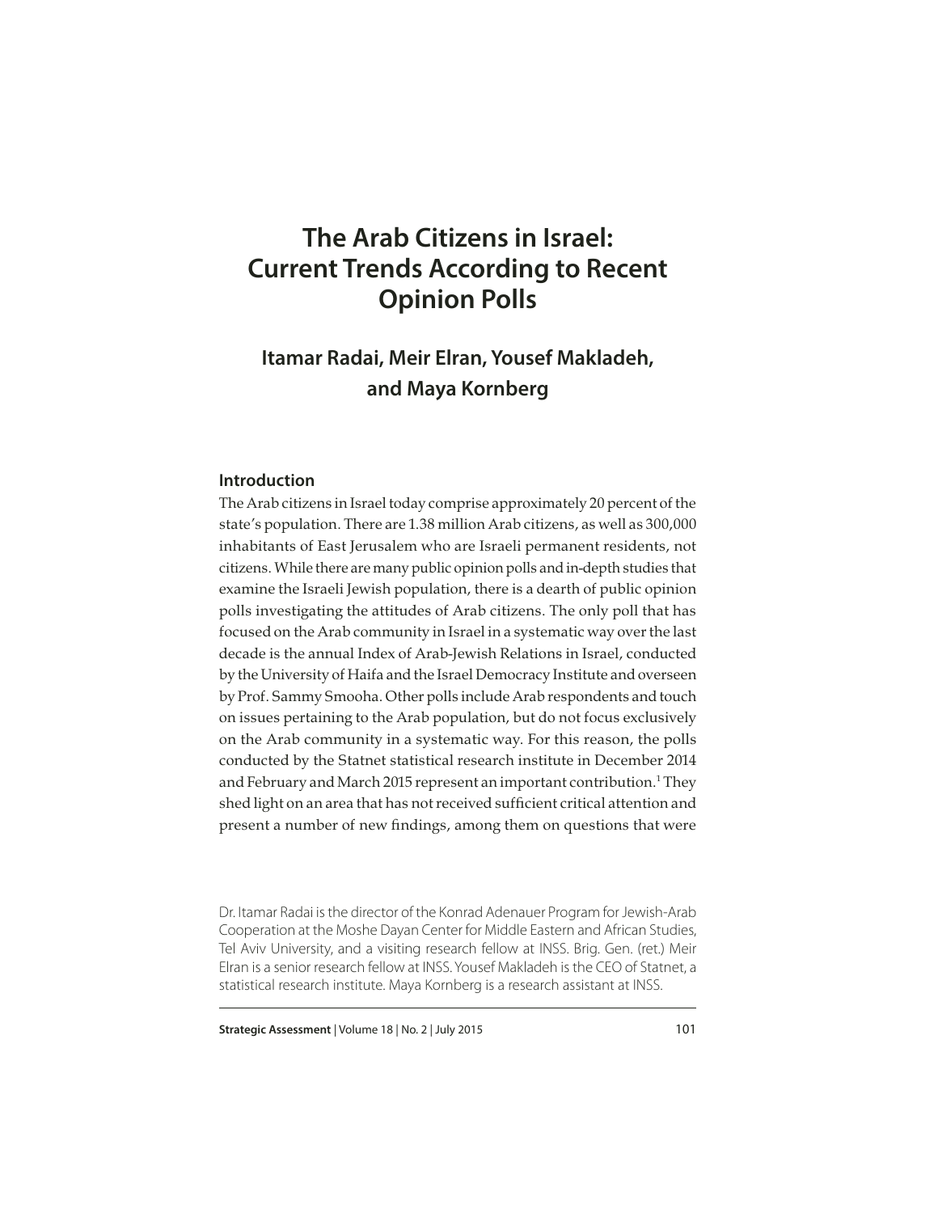# The Arab Citizens in Israel: Current Trends According to Recent Opinion Polls

**Itamar Radai, Meir Elran, Yousef Makladeh, and Maya Kornberg**

## Introduction

The Arab citizens in Israel today comprise approximately 20 percent of the state's population. There are 1.38 million Arab citizens, as well as 300,000 inhabitants of East Jerusalem who are Israeli permanent residents, not citizens. While there are many public opinion polls and in-depth studies that examine the Israeli Jewish population, there is a dearth of public opinion polls investigating the attitudes of Arab citizens. The only poll that has focused on the Arab community in Israel in a systematic way over the last decade is the annual Index of Arab-Jewish Relations in Israel, conducted by the University of Haifa and the Israel Democracy Institute and overseen by Prof. Sammy Smooha. Other polls include Arab respondents and touch on issues pertaining to the Arab population, but do not focus exclusively on the Arab community in a systematic way. For this reason, the polls conducted by the Statnet statistical research institute in December 2014 and February and March 2015 represent an important contribution.[1] They shed light on an area that has not received sufficient critical attention and present a number of new findings, among them on questions that were

Dr. Itamar Radai is the director of the Konrad Adenauer Program for Jewish-Arab Cooperation at the Moshe Dayan Center for Middle Eastern and African Studies, Tel Aviv University, and a visiting research fellow at INSS. Brig. Gen. (ret.) Meir Elran is a senior research fellow at INSS. Yousef Makladeh is the CEO of Statnet, a statistical research institute. Maya Kornberg is a research assistant at INSS.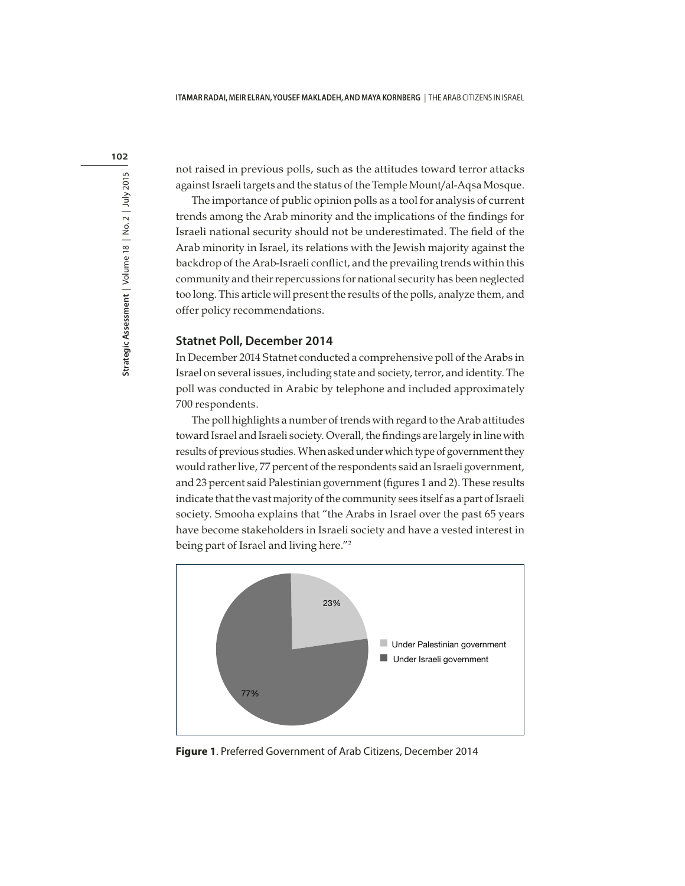not raised in previous polls, such as the attitudes toward terror attacks against Israeli targets and the status of the Temple Mount/al-Aqsa Mosque.

The importance of public opinion polls as a tool for analysis of current trends among the Arab minority and the implications of the findings for Israeli national security should not be underestimated. The field of the Arab minority in Israel, its relations with the Jewish majority against the backdrop of the Arab-Israeli conflict, and the prevailing trends within this community and their repercussions for national security has been neglected too long. This article will present the results of the polls, analyze them, and offer policy recommendations.

## Statnet Poll, December 2014

In December 2014 Statnet conducted a comprehensive poll of the Arabs in Israel on several issues, including state and society, terror, and identity. The poll was conducted in Arabic by telephone and included approximately 700 respondents.

The poll highlights a number of trends with regard to the Arab attitudes toward Israel and Israeli society. Overall, the findings are largely in line with results of previous studies. When asked under which type of government they would rather live, 77 percent of the respondents said an Israeli government, and 23 percent said Palestinian government (figures 1 and 2). These results indicate that the vast majority of the community sees itself as a part of Israeli society. Smooha explains that "the Arabs in Israel over the past 65 years have become stakeholders in Israeli society and have a vested interest in being part of Israel and living here."[2]

23%

77%

Under Palestinian government

Under Israeli government

**Figure 1**. Preferred Government of Arab Citizens, December 2014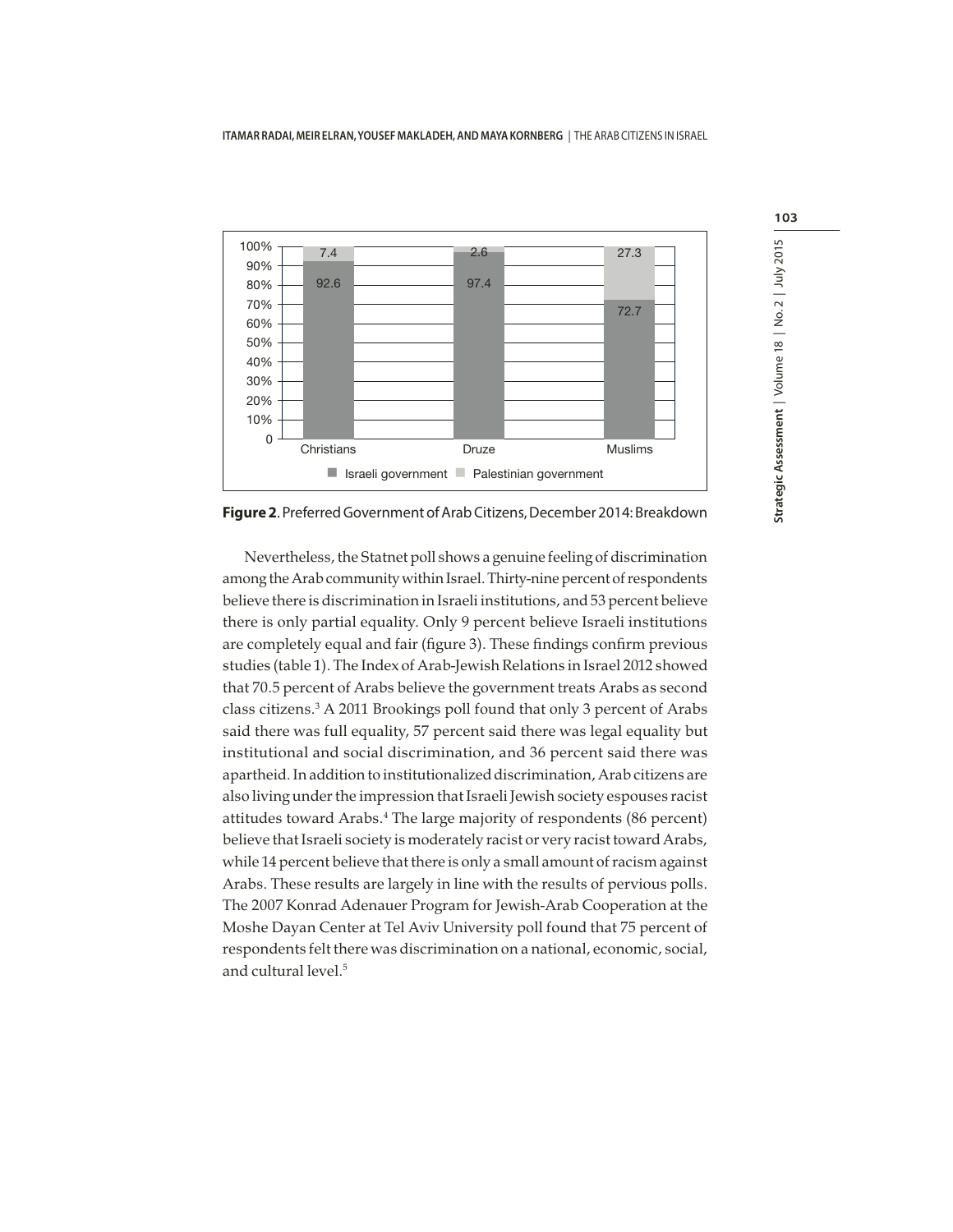| | Christians | Druze | Muslims |
|---|---|---|---|
| Israeli government | 92.6 | 97.4 | 72.7 |
| Palestinian government | 7.4 | 2.6 | 27.3 |

**Figure 2**. Preferred Government of Arab Citizens, December 2014: Breakdown

Nevertheless, the Statnet poll shows a genuine feeling of discrimination among the Arab community within Israel. Thirty-nine percent of respondents believe there is discrimination in Israeli institutions, and 53 percent believe there is only partial equality. Only 9 percent believe Israeli institutions are completely equal and fair (figure 3). These findings confirm previous studies (table 1). The Index of Arab-Jewish Relations in Israel 2012 showed that 70.5 percent of Arabs believe the government treats Arabs as second class citizens.[3] A 2011 Brookings poll found that only 3 percent of Arabs said there was full equality, 57 percent said there was legal equality but institutional and social discrimination, and 36 percent said there was apartheid. In addition to institutionalized discrimination, Arab citizens are also living under the impression that Israeli Jewish society espouses racist attitudes toward Arabs.[4] The large majority of respondents (86 percent) believe that Israeli society is moderately racist or very racist toward Arabs, while 14 percent believe that there is only a small amount of racism against Arabs. These results are largely in line with the results of pervious polls. The 2007 Konrad Adenauer Program for Jewish-Arab Cooperation at the Moshe Dayan Center at Tel Aviv University poll found that 75 percent of respondents felt there was discrimination on a national, economic, social, and cultural level.[5]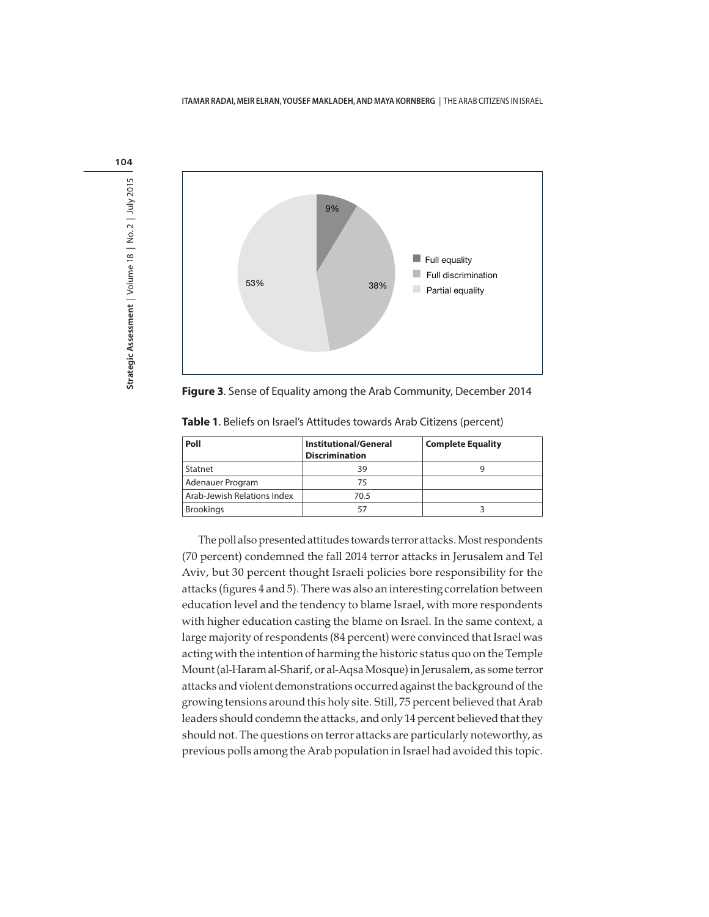**Figure 3**. Sense of Equality among the Arab Community, December 2014

**Table 1**. Beliefs on Israel's Attitudes towards Arab Citizens (percent)

| Poll | Institutional/General Discrimination | Complete Equality |
|---|---|---|
| Statnet | 39 | 9 |
| Adenauer Program | 75 | |
| Arab-Jewish Relations Index | 70.5 | |
| Brookings | 57 | 3 |

The poll also presented attitudes towards terror attacks. Most respondents (70 percent) condemned the fall 2014 terror attacks in Jerusalem and Tel Aviv, but 30 percent thought Israeli policies bore responsibility for the attacks (figures 4 and 5). There was also an interesting correlation between education level and the tendency to blame Israel, with more respondents with higher education casting the blame on Israel. In the same context, a large majority of respondents (84 percent) were convinced that Israel was acting with the intention of harming the historic status quo on the Temple Mount (al-Haram al-Sharif, or al-Aqsa Mosque) in Jerusalem, as some terror attacks and violent demonstrations occurred against the background of the growing tensions around this holy site. Still, 75 percent believed that Arab leaders should condemn the attacks, and only 14 percent believed that they should not. The questions on terror attacks are particularly noteworthy, as previous polls among the Arab population in Israel had avoided this topic.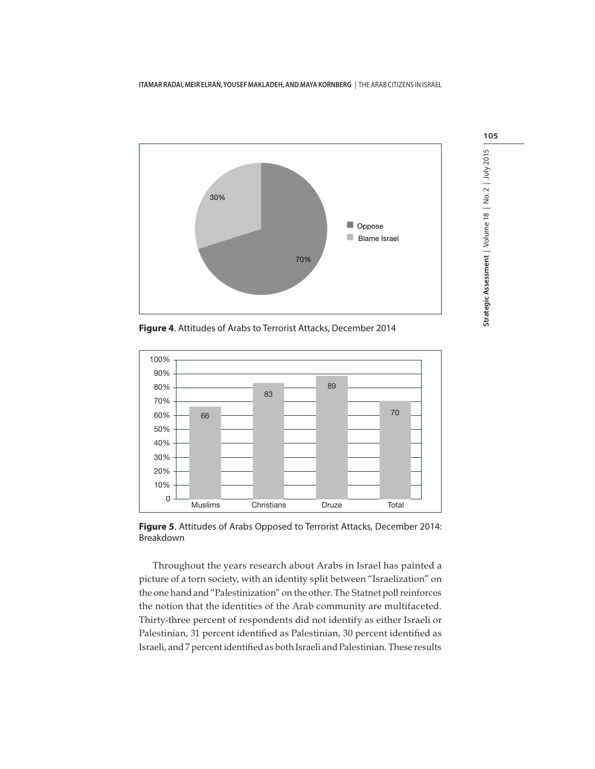**Figure 4**. Attitudes of Arabs to Terrorist Attacks, December 2014

**Figure 5**. Attitudes of Arabs Opposed to Terrorist Attacks, December 2014: Breakdown

Throughout the years research about Arabs in Israel has painted a picture of a torn society, with an identity split between "Israelization" on the one hand and "Palestinization" on the other. The Statnet poll reinforces the notion that the identities of the Arab community are multifaceted. Thirty-three percent of respondents did not identify as either Israeli or Palestinian, 31 percent identified as Palestinian, 30 percent identified as Israeli, and 7 percent identified as both Israeli and Palestinian. These results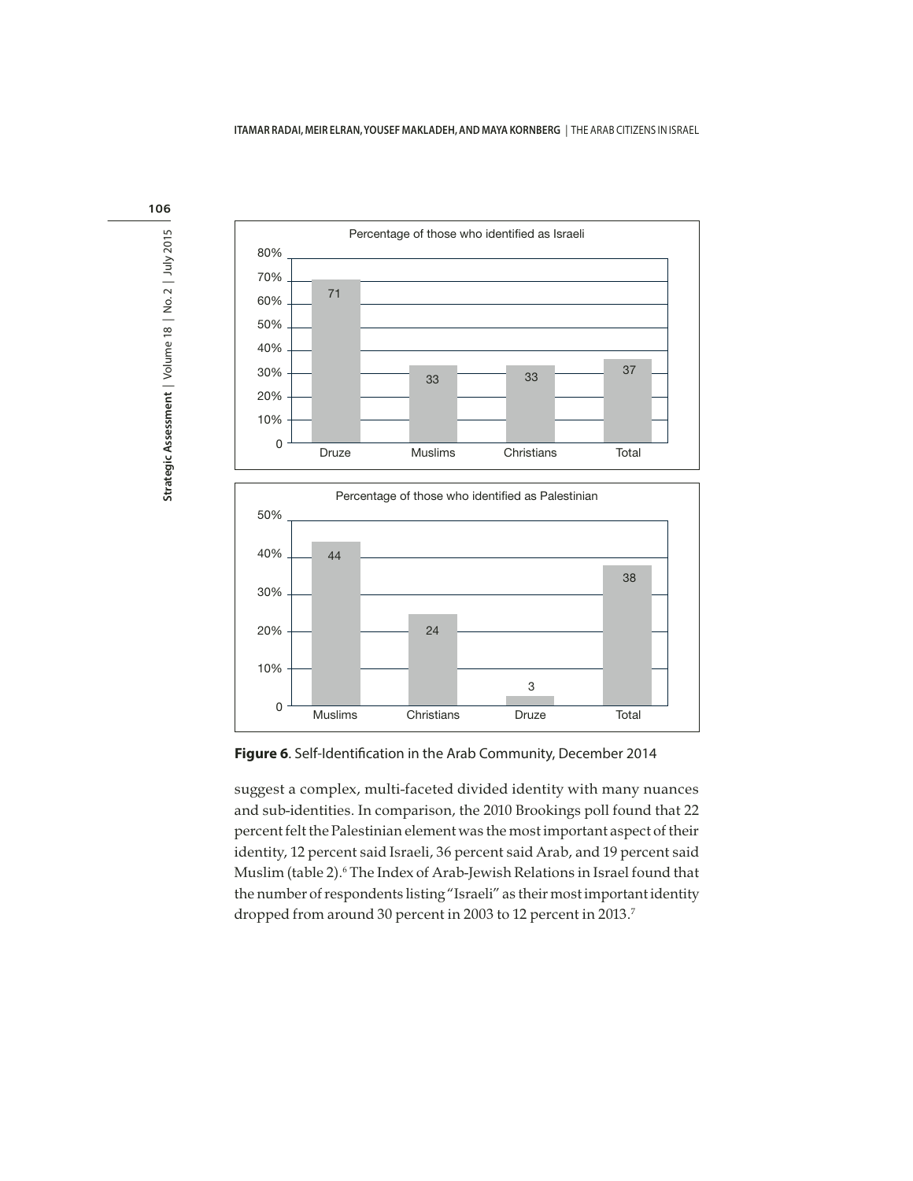Percentage of those who identified as Israeli

| Druze | Muslims | Christians | Total |
|---|---|---|---|
| 71 | 33 | 33 | 37 |

Percentage of those who identified as Palestinian

| Muslims | Christians | Druze | Total |
|---|---|---|---|
| 44 | 24 | 3 | 38 |

**Figure 6**. Self-Identification in the Arab Community, December 2014

suggest a complex, multi-faceted divided identity with many nuances and sub-identities. In comparison, the 2010 Brookings poll found that 22 percent felt the Palestinian element was the most important aspect of their identity, 12 percent said Israeli, 36 percent said Arab, and 19 percent said Muslim (table 2).[6] The Index of Arab-Jewish Relations in Israel found that the number of respondents listing "Israeli" as their most important identity dropped from around 30 percent in 2003 to 12 percent in 2013.[7]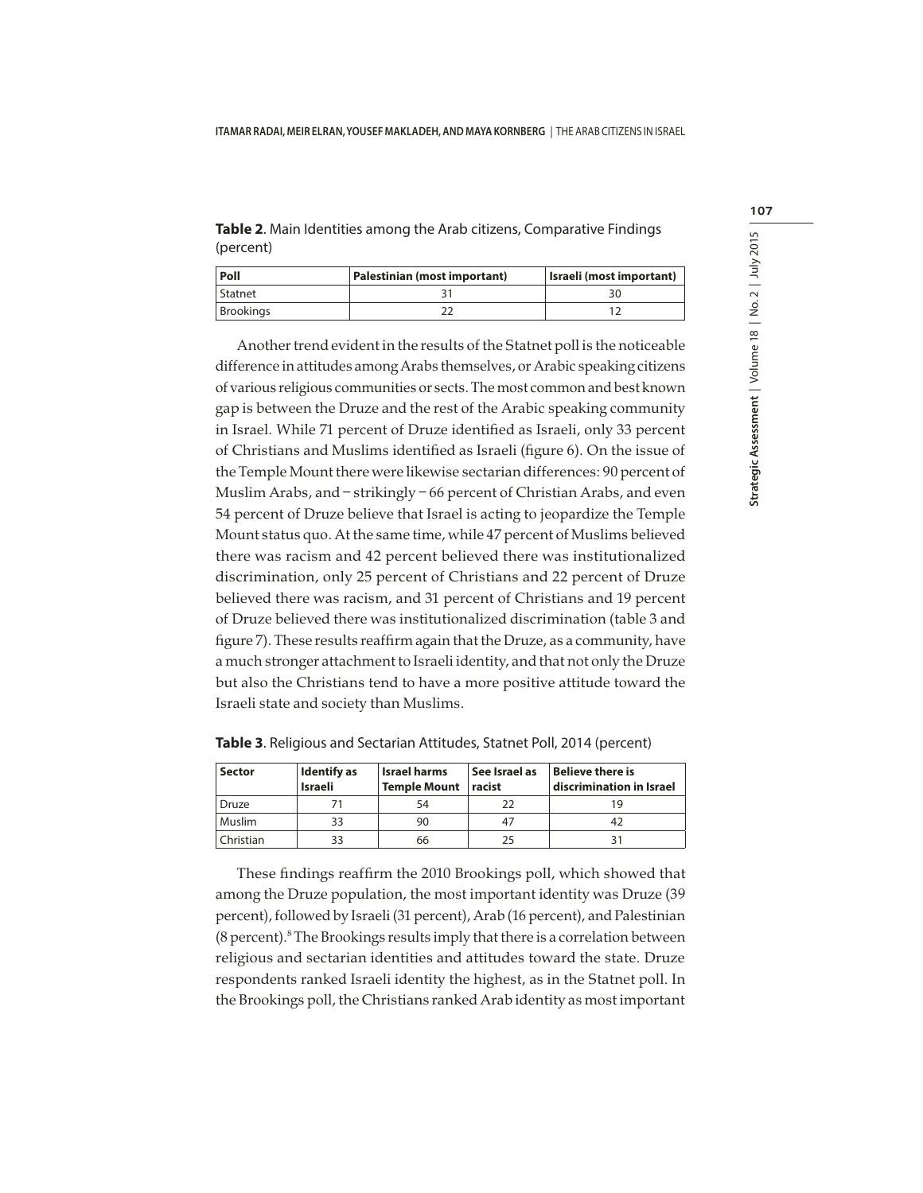**Table 2**. Main Identities among the Arab citizens, Comparative Findings (percent)

| Poll | Palestinian (most important) | Israeli (most important) |
|---|---|---|
| Statnet | 31 | 30 |
| Brookings | 22 | 12 |

Another trend evident in the results of the Statnet poll is the noticeable difference in attitudes among Arabs themselves, or Arabic speaking citizens of various religious communities or sects. The most common and best known gap is between the Druze and the rest of the Arabic speaking community in Israel. While 71 percent of Druze identified as Israeli, only 33 percent of Christians and Muslims identified as Israeli (figure 6). On the issue of the Temple Mount there were likewise sectarian differences: 90 percent of Muslim Arabs, and – strikingly – 66 percent of Christian Arabs, and even 54 percent of Druze believe that Israel is acting to jeopardize the Temple Mount status quo. At the same time, while 47 percent of Muslims believed there was racism and 42 percent believed there was institutionalized discrimination, only 25 percent of Christians and 22 percent of Druze believed there was racism, and 31 percent of Christians and 19 percent of Druze believed there was institutionalized discrimination (table 3 and figure 7). These results reaffirm again that the Druze, as a community, have a much stronger attachment to Israeli identity, and that not only the Druze but also the Christians tend to have a more positive attitude toward the Israeli state and society than Muslims.

**Table 3**. Religious and Sectarian Attitudes, Statnet Poll, 2014 (percent)

| Sector | Identify as Israeli | Israel harms Temple Mount | See Israel as racist | Believe there is discrimination in Israel |
|---|---|---|---|---|
| Druze | 71 | 54 | 22 | 19 |
| Muslim | 33 | 90 | 47 | 42 |
| Christian | 33 | 66 | 25 | 31 |

These findings reaffirm the 2010 Brookings poll, which showed that among the Druze population, the most important identity was Druze (39 percent), followed by Israeli (31 percent), Arab (16 percent), and Palestinian (8 percent).[8] The Brookings results imply that there is a correlation between religious and sectarian identities and attitudes toward the state. Druze respondents ranked Israeli identity the highest, as in the Statnet poll. In the Brookings poll, the Christians ranked Arab identity as most important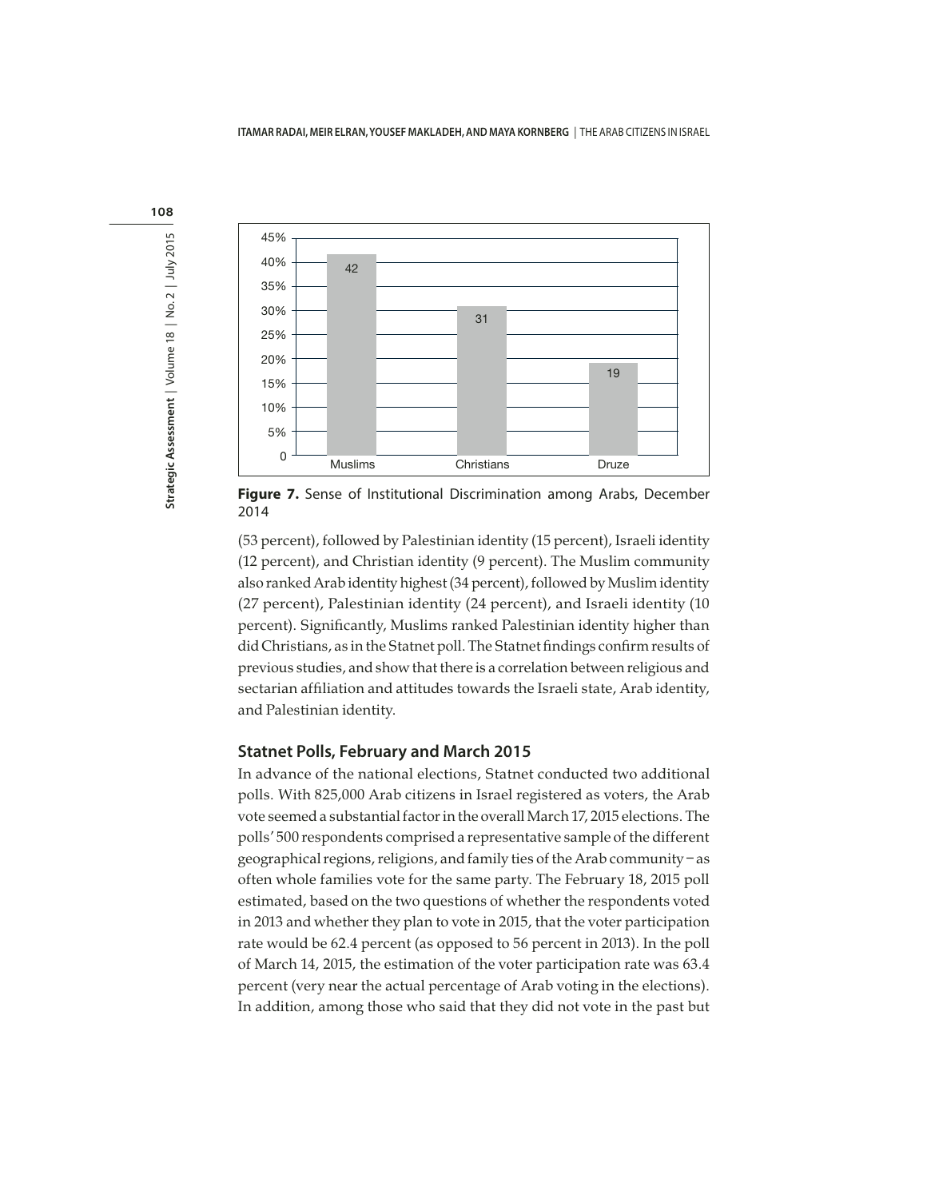| | Muslims | Christians | Druze |
|---|---|---|---|
| Sense of Institutional Discrimination (%) | 42 | 31 | 19 |

**Figure 7.** Sense of Institutional Discrimination among Arabs, December 2014

(53 percent), followed by Palestinian identity (15 percent), Israeli identity (12 percent), and Christian identity (9 percent). The Muslim community also ranked Arab identity highest (34 percent), followed by Muslim identity (27 percent), Palestinian identity (24 percent), and Israeli identity (10 percent). Significantly, Muslims ranked Palestinian identity higher than did Christians, as in the Statnet poll. The Statnet findings confirm results of previous studies, and show that there is a correlation between religious and sectarian affiliation and attitudes towards the Israeli state, Arab identity, and Palestinian identity.

## Statnet Polls, February and March 2015

In advance of the national elections, Statnet conducted two additional polls. With 825,000 Arab citizens in Israel registered as voters, the Arab vote seemed a substantial factor in the overall March 17, 2015 elections. The polls' 500 respondents comprised a representative sample of the different geographical regions, religions, and family ties of the Arab community – as often whole families vote for the same party. The February 18, 2015 poll estimated, based on the two questions of whether the respondents voted in 2013 and whether they plan to vote in 2015, that the voter participation rate would be 62.4 percent (as opposed to 56 percent in 2013). In the poll of March 14, 2015, the estimation of the voter participation rate was 63.4 percent (very near the actual percentage of Arab voting in the elections). In addition, among those who said that they did not vote in the past but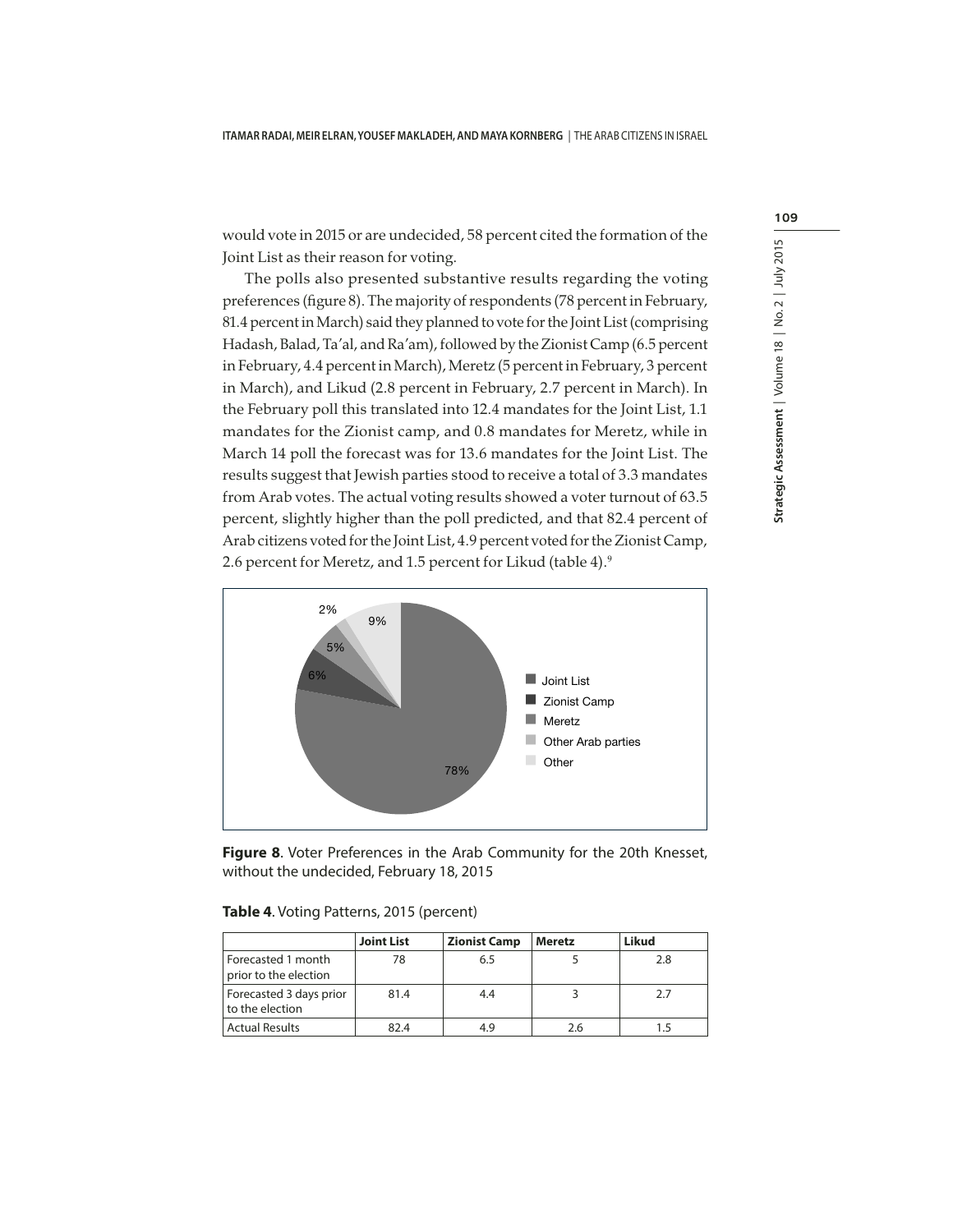would vote in 2015 or are undecided, 58 percent cited the formation of the Joint List as their reason for voting.

The polls also presented substantive results regarding the voting preferences (figure 8). The majority of respondents (78 percent in February, 81.4 percent in March) said they planned to vote for the Joint List (comprising Hadash, Balad, Ta'al, and Ra'am), followed by the Zionist Camp (6.5 percent in February, 4.4 percent in March), Meretz (5 percent in February, 3 percent in March), and Likud (2.8 percent in February, 2.7 percent in March). In the February poll this translated into 12.4 mandates for the Joint List, 1.1 mandates for the Zionist camp, and 0.8 mandates for Meretz, while in March 14 poll the forecast was for 13.6 mandates for the Joint List. The results suggest that Jewish parties stood to receive a total of 3.3 mandates from Arab votes. The actual voting results showed a voter turnout of 63.5 percent, slightly higher than the poll predicted, and that 82.4 percent of Arab citizens voted for the Joint List, 4.9 percent voted for the Zionist Camp, 2.6 percent for Meretz, and 1.5 percent for Likud (table 4).[9]

**Figure 8**. Voter Preferences in the Arab Community for the 20th Knesset, without the undecided, February 18, 2015

**Table 4**. Voting Patterns, 2015 (percent)

| | Joint List | Zionist Camp | Meretz | Likud |
|---|---|---|---|---|
| Forecasted 1 month prior to the election | 78 | 6.5 | 5 | 2.8 |
| Forecasted 3 days prior to the election | 81.4 | 4.4 | 3 | 2.7 |
| Actual Results | 82.4 | 4.9 | 2.6 | 1.5 |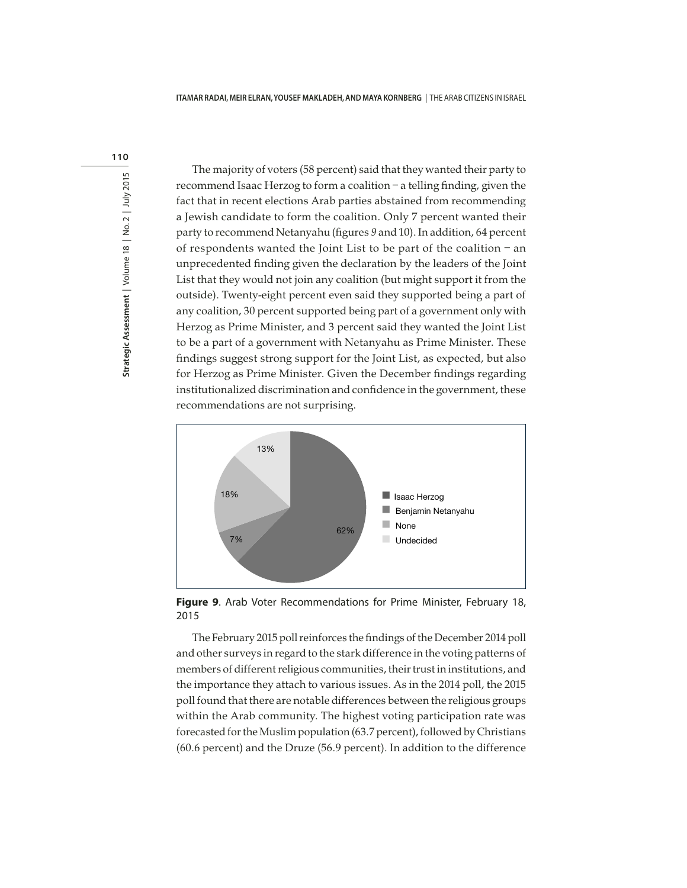The majority of voters (58 percent) said that they wanted their party to recommend Isaac Herzog to form a coalition – a telling finding, given the fact that in recent elections Arab parties abstained from recommending a Jewish candidate to form the coalition. Only 7 percent wanted their party to recommend Netanyahu (figures *9* and 10). In addition, 64 percent of respondents wanted the Joint List to be part of the coalition – an unprecedented finding given the declaration by the leaders of the Joint List that they would not join any coalition (but might support it from the outside). Twenty-eight percent even said they supported being a part of any coalition, 30 percent supported being part of a government only with Herzog as Prime Minister, and 3 percent said they wanted the Joint List to be a part of a government with Netanyahu as Prime Minister. These findings suggest strong support for the Joint List, as expected, but also for Herzog as Prime Minister. Given the December findings regarding institutionalized discrimination and confidence in the government, these recommendations are not surprising.

| Recommendation | Percent |
|---|---|
| Isaac Herzog | 62% |
| Benjamin Netanyahu | 7% |
| None | 18% |
| Undecided | 13% |

**Figure 9**. Arab Voter Recommendations for Prime Minister, February 18, 2015

The February 2015 poll reinforces the findings of the December 2014 poll and other surveys in regard to the stark difference in the voting patterns of members of different religious communities, their trust in institutions, and the importance they attach to various issues. As in the 2014 poll, the 2015 poll found that there are notable differences between the religious groups within the Arab community. The highest voting participation rate was forecasted for the Muslim population (63.7 percent), followed by Christians (60.6 percent) and the Druze (56.9 percent). In addition to the difference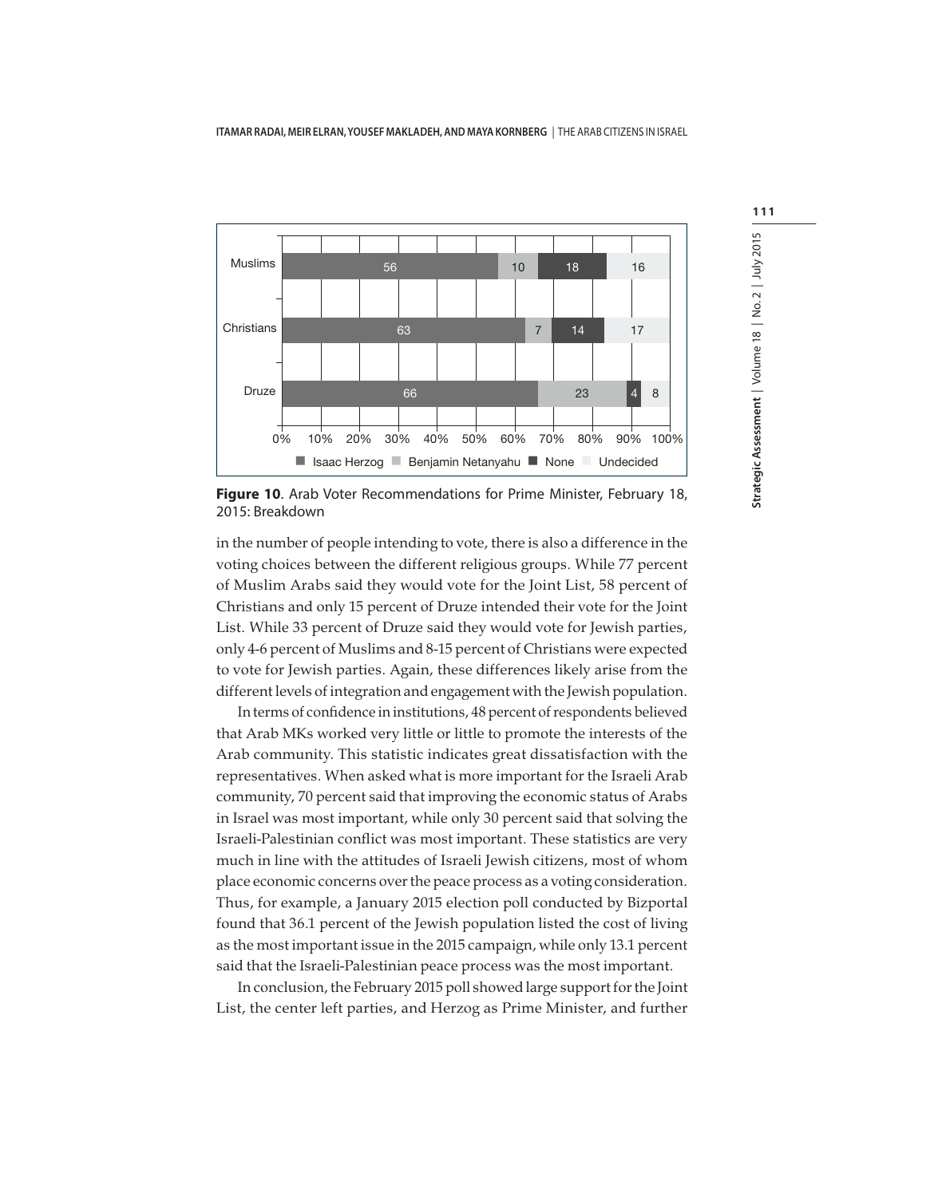| | Isaac Herzog | Benjamin Netanyahu | None | Undecided |
|---|---|---|---|---|
| Muslims | 56 | 10 | 18 | 16 |
| Christians | 63 | 7 | 14 | 17 |
| Druze | 66 | 23 | 4 | 8 |

**Figure 10**. Arab Voter Recommendations for Prime Minister, February 18, 2015: Breakdown

in the number of people intending to vote, there is also a difference in the voting choices between the different religious groups. While 77 percent of Muslim Arabs said they would vote for the Joint List, 58 percent of Christians and only 15 percent of Druze intended their vote for the Joint List. While 33 percent of Druze said they would vote for Jewish parties, only 4-6 percent of Muslims and 8-15 percent of Christians were expected to vote for Jewish parties. Again, these differences likely arise from the different levels of integration and engagement with the Jewish population.

In terms of confidence in institutions, 48 percent of respondents believed that Arab MKs worked very little or little to promote the interests of the Arab community. This statistic indicates great dissatisfaction with the representatives. When asked what is more important for the Israeli Arab community, 70 percent said that improving the economic status of Arabs in Israel was most important, while only 30 percent said that solving the Israeli-Palestinian conflict was most important. These statistics are very much in line with the attitudes of Israeli Jewish citizens, most of whom place economic concerns over the peace process as a voting consideration. Thus, for example, a January 2015 election poll conducted by Bizportal found that 36.1 percent of the Jewish population listed the cost of living as the most important issue in the 2015 campaign, while only 13.1 percent said that the Israeli-Palestinian peace process was the most important.

In conclusion, the February 2015 poll showed large support for the Joint List, the center left parties, and Herzog as Prime Minister, and further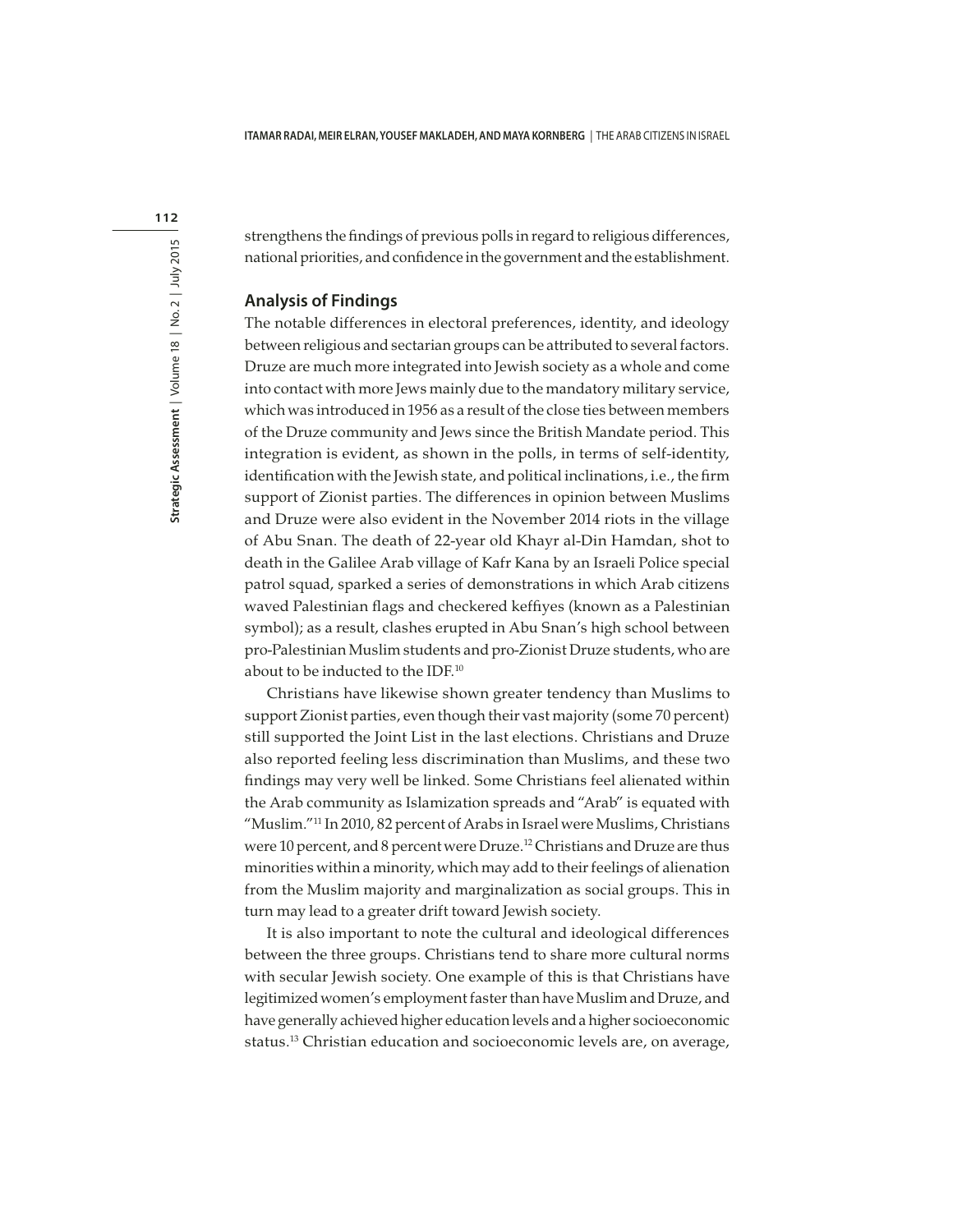strengthens the findings of previous polls in regard to religious differences, national priorities, and confidence in the government and the establishment.

## Analysis of Findings

The notable differences in electoral preferences, identity, and ideology between religious and sectarian groups can be attributed to several factors. Druze are much more integrated into Jewish society as a whole and come into contact with more Jews mainly due to the mandatory military service, which was introduced in 1956 as a result of the close ties between members of the Druze community and Jews since the British Mandate period. This integration is evident, as shown in the polls, in terms of self-identity, identification with the Jewish state, and political inclinations, i.e., the firm support of Zionist parties. The differences in opinion between Muslims and Druze were also evident in the November 2014 riots in the village of Abu Snan. The death of 22-year old Khayr al-Din Hamdan, shot to death in the Galilee Arab village of Kafr Kana by an Israeli Police special patrol squad, sparked a series of demonstrations in which Arab citizens waved Palestinian flags and checkered keffiyes (known as a Palestinian symbol); as a result, clashes erupted in Abu Snan's high school between pro-Palestinian Muslim students and pro-Zionist Druze students, who are about to be inducted to the IDF.[10]

Christians have likewise shown greater tendency than Muslims to support Zionist parties, even though their vast majority (some 70 percent) still supported the Joint List in the last elections. Christians and Druze also reported feeling less discrimination than Muslims, and these two findings may very well be linked. Some Christians feel alienated within the Arab community as Islamization spreads and "Arab" is equated with "Muslim."[11] In 2010, 82 percent of Arabs in Israel were Muslims, Christians were 10 percent, and 8 percent were Druze.[12] Christians and Druze are thus minorities within a minority, which may add to their feelings of alienation from the Muslim majority and marginalization as social groups. This in turn may lead to a greater drift toward Jewish society.

It is also important to note the cultural and ideological differences between the three groups. Christians tend to share more cultural norms with secular Jewish society. One example of this is that Christians have legitimized women's employment faster than have Muslim and Druze, and have generally achieved higher education levels and a higher socioeconomic status.[13] Christian education and socioeconomic levels are, on average,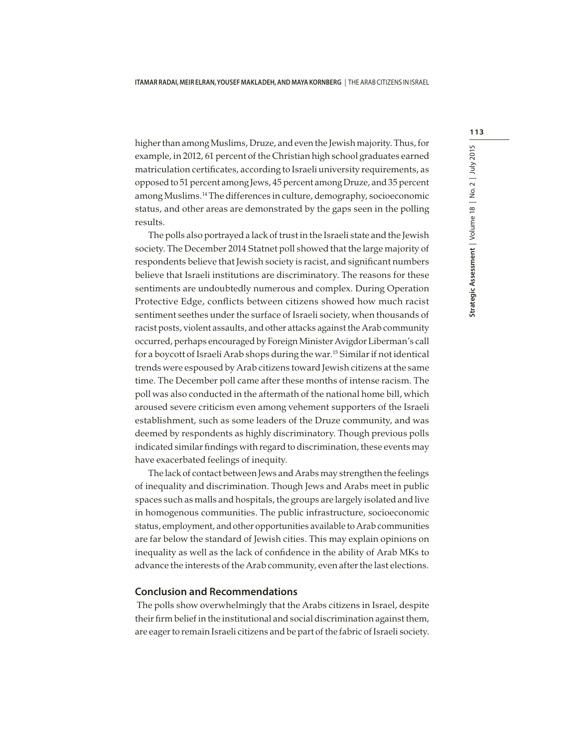higher than among Muslims, Druze, and even the Jewish majority. Thus, for example, in 2012, 61 percent of the Christian high school graduates earned matriculation certificates, according to Israeli university requirements, as opposed to 51 percent among Jews, 45 percent among Druze, and 35 percent among Muslims.[14] The differences in culture, demography, socioeconomic status, and other areas are demonstrated by the gaps seen in the polling results.

The polls also portrayed a lack of trust in the Israeli state and the Jewish society. The December 2014 Statnet poll showed that the large majority of respondents believe that Jewish society is racist, and significant numbers believe that Israeli institutions are discriminatory. The reasons for these sentiments are undoubtedly numerous and complex. During Operation Protective Edge, conflicts between citizens showed how much racist sentiment seethes under the surface of Israeli society, when thousands of racist posts, violent assaults, and other attacks against the Arab community occurred, perhaps encouraged by Foreign Minister Avigdor Liberman's call for a boycott of Israeli Arab shops during the war.[15] Similar if not identical trends were espoused by Arab citizens toward Jewish citizens at the same time. The December poll came after these months of intense racism. The poll was also conducted in the aftermath of the national home bill, which aroused severe criticism even among vehement supporters of the Israeli establishment, such as some leaders of the Druze community, and was deemed by respondents as highly discriminatory. Though previous polls indicated similar findings with regard to discrimination, these events may have exacerbated feelings of inequity.

The lack of contact between Jews and Arabs may strengthen the feelings of inequality and discrimination. Though Jews and Arabs meet in public spaces such as malls and hospitals, the groups are largely isolated and live in homogenous communities. The public infrastructure, socioeconomic status, employment, and other opportunities available to Arab communities are far below the standard of Jewish cities. This may explain opinions on inequality as well as the lack of confidence in the ability of Arab MKs to advance the interests of the Arab community, even after the last elections.

## Conclusion and Recommendations

The polls show overwhelmingly that the Arabs citizens in Israel, despite their firm belief in the institutional and social discrimination against them, are eager to remain Israeli citizens and be part of the fabric of Israeli society.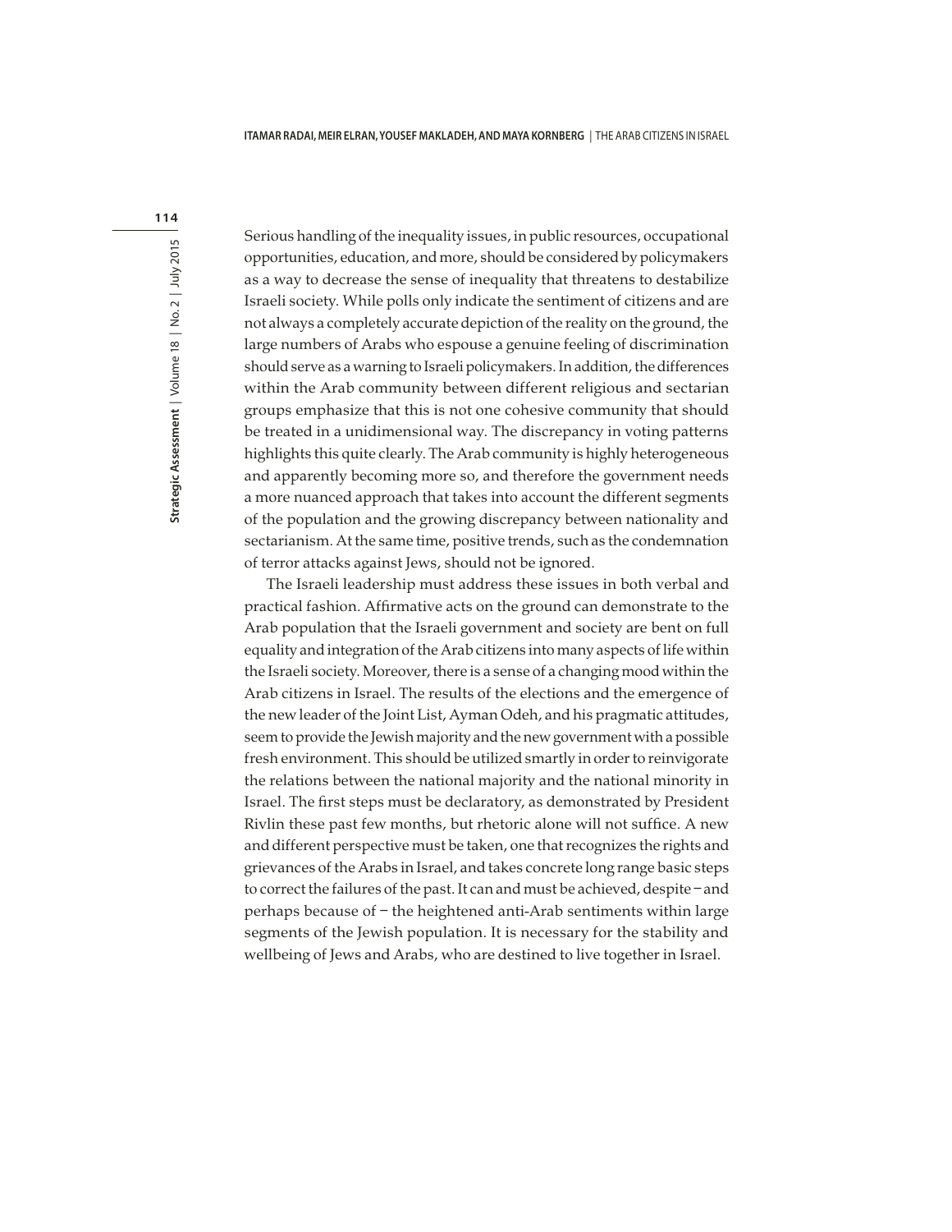Serious handling of the inequality issues, in public resources, occupational opportunities, education, and more, should be considered by policymakers as a way to decrease the sense of inequality that threatens to destabilize Israeli society. While polls only indicate the sentiment of citizens and are not always a completely accurate depiction of the reality on the ground, the large numbers of Arabs who espouse a genuine feeling of discrimination should serve as a warning to Israeli policymakers. In addition, the differences within the Arab community between different religious and sectarian groups emphasize that this is not one cohesive community that should be treated in a unidimensional way. The discrepancy in voting patterns highlights this quite clearly. The Arab community is highly heterogeneous and apparently becoming more so, and therefore the government needs a more nuanced approach that takes into account the different segments of the population and the growing discrepancy between nationality and sectarianism. At the same time, positive trends, such as the condemnation of terror attacks against Jews, should not be ignored.

The Israeli leadership must address these issues in both verbal and practical fashion. Affirmative acts on the ground can demonstrate to the Arab population that the Israeli government and society are bent on full equality and integration of the Arab citizens into many aspects of life within the Israeli society. Moreover, there is a sense of a changing mood within the Arab citizens in Israel. The results of the elections and the emergence of the new leader of the Joint List, Ayman Odeh, and his pragmatic attitudes, seem to provide the Jewish majority and the new government with a possible fresh environment. This should be utilized smartly in order to reinvigorate the relations between the national majority and the national minority in Israel. The first steps must be declaratory, as demonstrated by President Rivlin these past few months, but rhetoric alone will not suffice. A new and different perspective must be taken, one that recognizes the rights and grievances of the Arabs in Israel, and takes concrete long range basic steps to correct the failures of the past. It can and must be achieved, despite – and perhaps because of – the heightened anti-Arab sentiments within large segments of the Jewish population. It is necessary for the stability and wellbeing of Jews and Arabs, who are destined to live together in Israel.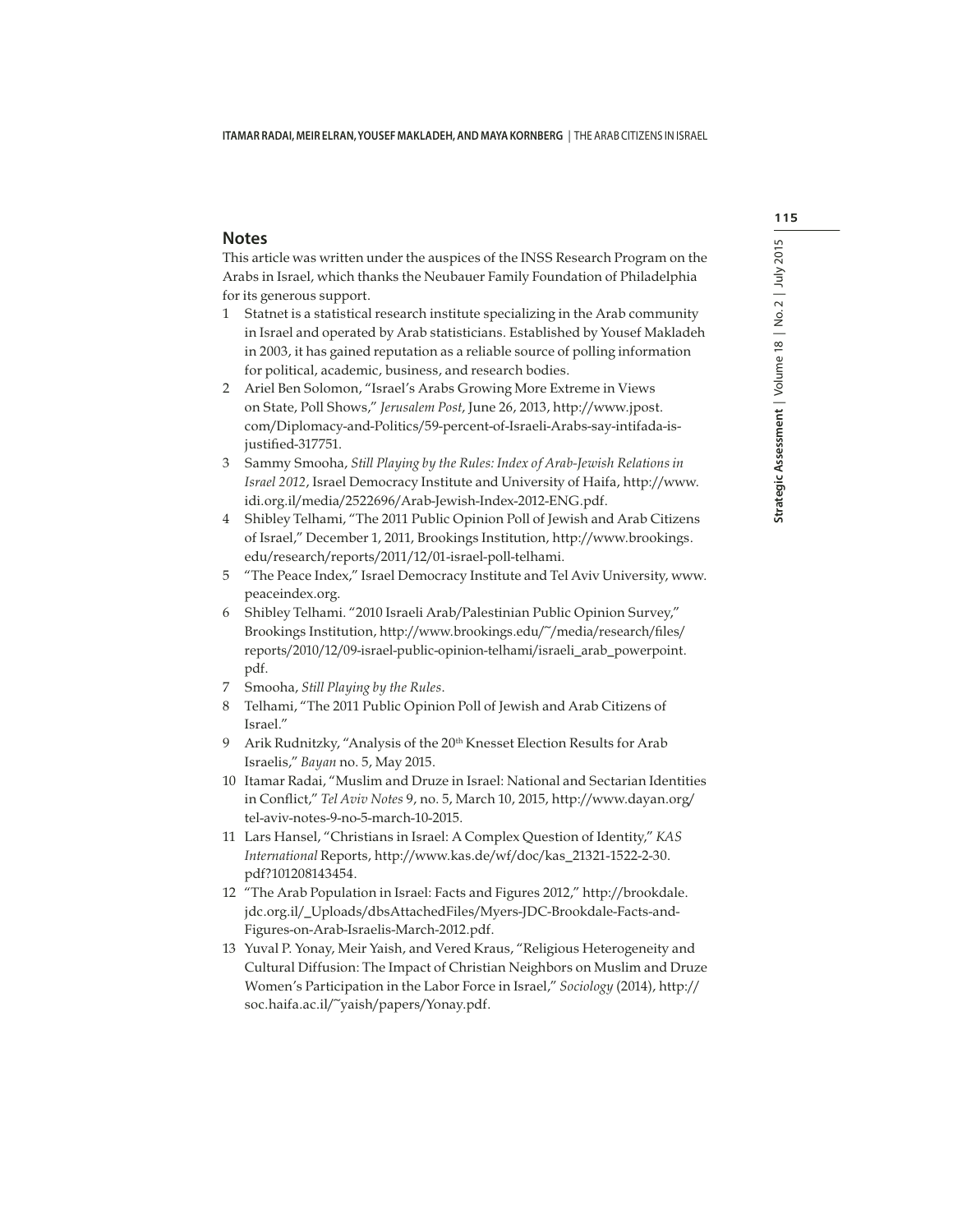## Notes

This article was written under the auspices of the INSS Research Program on the Arabs in Israel, which thanks the Neubauer Family Foundation of Philadelphia for its generous support.

1 Statnet is a statistical research institute specializing in the Arab community in Israel and operated by Arab statisticians. Established by Yousef Makladeh in 2003, it has gained reputation as a reliable source of polling information for political, academic, business, and research bodies.

2 Ariel Ben Solomon, "Israel's Arabs Growing More Extreme in Views on State, Poll Shows," *Jerusalem Post*, June 26, 2013, http://www.jpost.com/Diplomacy-and-Politics/59-percent-of-Israeli-Arabs-say-intifada-is-justified-317751.

3 Sammy Smooha, *Still Playing by the Rules: Index of Arab-Jewish Relations in Israel 2012*, Israel Democracy Institute and University of Haifa, http://www.idi.org.il/media/2522696/Arab-Jewish-Index-2012-ENG.pdf.

4 Shibley Telhami, "The 2011 Public Opinion Poll of Jewish and Arab Citizens of Israel," December 1, 2011, Brookings Institution, http://www.brookings.edu/research/reports/2011/12/01-israel-poll-telhami.

5 "The Peace Index," Israel Democracy Institute and Tel Aviv University, www.peaceindex.org.

6 Shibley Telhami. "2010 Israeli Arab/Palestinian Public Opinion Survey," Brookings Institution, http://www.brookings.edu/~/media/research/files/reports/2010/12/09-israel-public-opinion-telhami/israeli_arab_powerpoint.pdf.

7 Smooha, *Still Playing by the Rules*.

8 Telhami, "The 2011 Public Opinion Poll of Jewish and Arab Citizens of Israel."

9 Arik Rudnitzky, "Analysis of the 20th Knesset Election Results for Arab Israelis," *Bayan* no. 5, May 2015.

10 Itamar Radai, "Muslim and Druze in Israel: National and Sectarian Identities in Conflict," *Tel Aviv Notes* 9, no. 5, March 10, 2015, http://www.dayan.org/tel-aviv-notes-9-no-5-march-10-2015.

11 Lars Hansel, "Christians in Israel: A Complex Question of Identity," *KAS International* Reports, http://www.kas.de/wf/doc/kas_21321-1522-2-30.pdf?101208143454.

12 "The Arab Population in Israel: Facts and Figures 2012," http://brookdale.jdc.org.il/_Uploads/dbsAttachedFiles/Myers-JDC-Brookdale-Facts-and-Figures-on-Arab-Israelis-March-2012.pdf.

13 Yuval P. Yonay, Meir Yaish, and Vered Kraus, "Religious Heterogeneity and Cultural Diffusion: The Impact of Christian Neighbors on Muslim and Druze Women's Participation in the Labor Force in Israel," *Sociology* (2014), http://soc.haifa.ac.il/~yaish/papers/Yonay.pdf.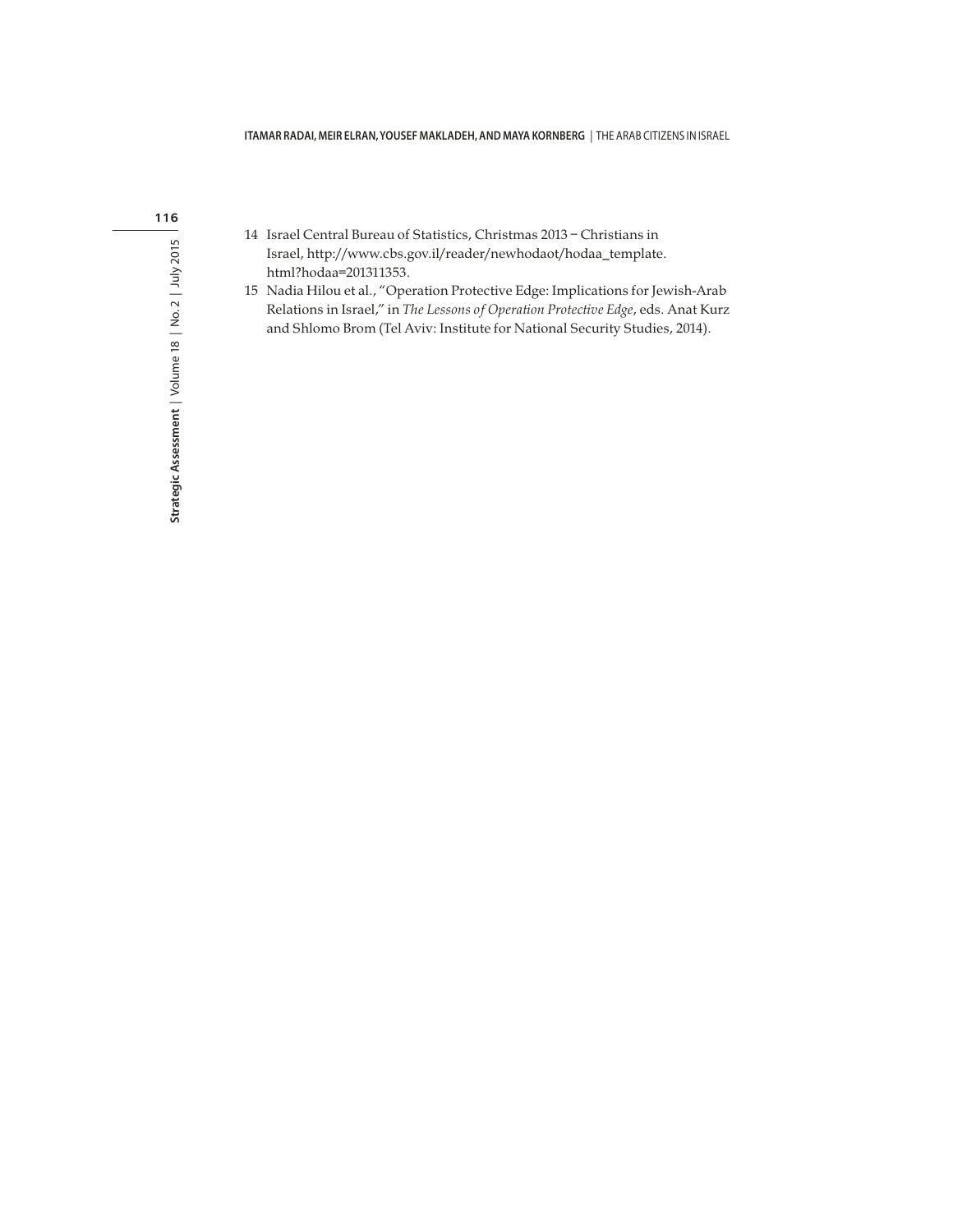14 Israel Central Bureau of Statistics, Christmas 2013 – Christians in Israel, http://www.cbs.gov.il/reader/newhodaot/hodaa_template.html?hodaa=201311353.

15 Nadia Hilou et al., "Operation Protective Edge: Implications for Jewish-Arab Relations in Israel," in *The Lessons of Operation Protective Edge*, eds. Anat Kurz and Shlomo Brom (Tel Aviv: Institute for National Security Studies, 2014).